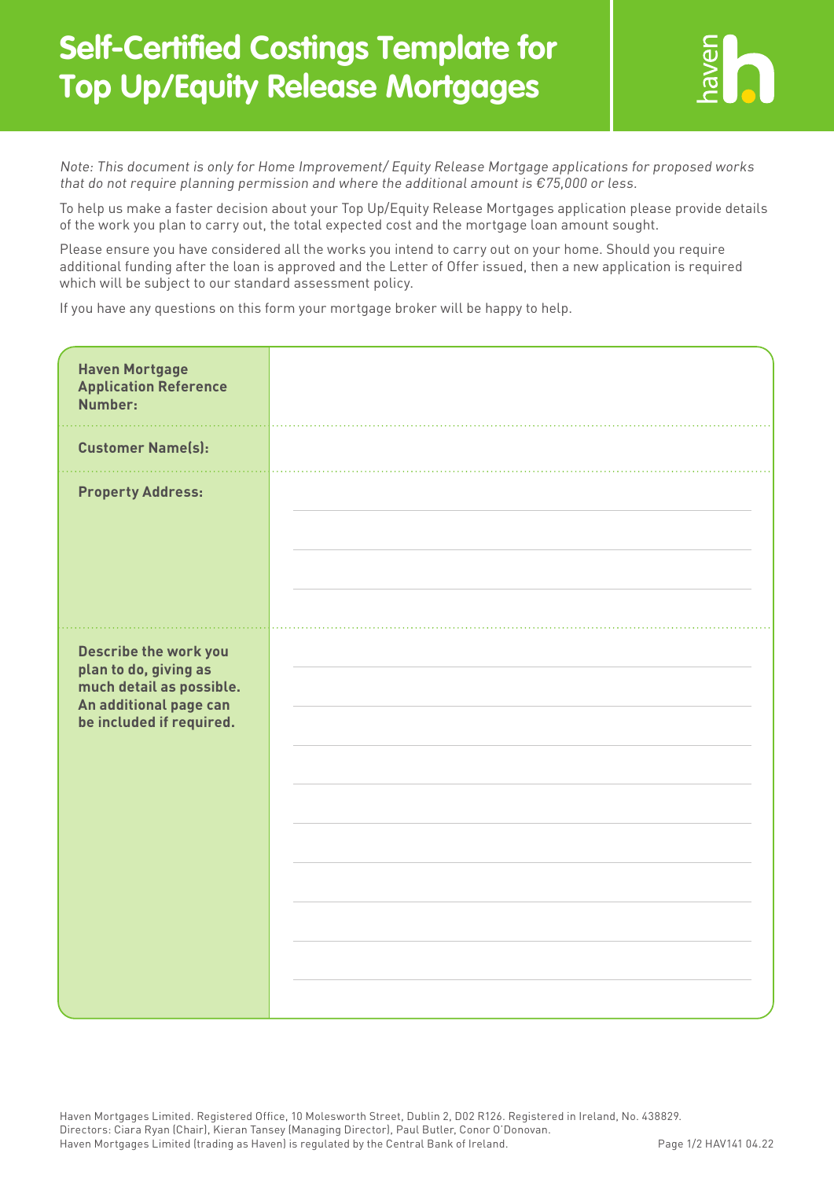# Self-Certified Costings Template for Top Up/Equity Release Mortgages

*Note: This document is only for Home Improvement/ Equity Release Mortgage applications for proposed works that do not require planning permission and where the additional amount is €75,000 or less.*

To help us make a faster decision about your Top Up/Equity Release Mortgages application please provide details of the work you plan to carry out, the total expected cost and the mortgage loan amount sought.

Please ensure you have considered all the works you intend to carry out on your home. Should you require additional funding after the loan is approved and the Letter of Offer issued, then a new application is required which will be subject to our standard assessment policy.

If you have any questions on this form your mortgage broker will be happy to help.

| | |
|---|---|
| **Haven Mortgage Application Reference Number:** | |
| **Customer Name(s):** | |
| **Property Address:** | |
| **Describe the work you plan to do, giving as much detail as possible. An additional page can be included if required.** | |

Haven Mortgages Limited. Registered Office, 10 Molesworth Street, Dublin 2, D02 R126. Registered in Ireland, No. 438829.
Directors: Ciara Ryan (Chair), Kieran Tansey (Managing Director), Paul Butler, Conor O'Donovan.
Haven Mortgages Limited (trading as Haven) is regulated by the Central Bank of Ireland.

HAV141 04.22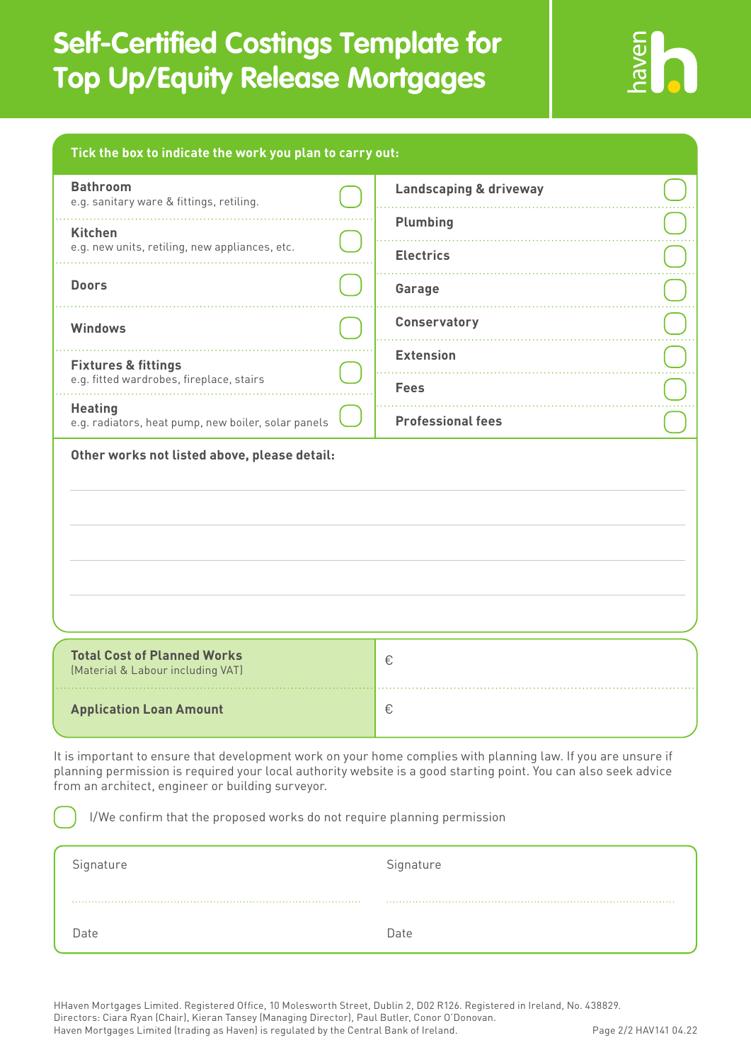# Self-Certified Costings Template for Top Up/Equity Release Mortgages

**Tick the box to indicate the work you plan to carry out:**

| | | | |
|---|---|---|---|
| **Bathroom** e.g. sanitary ware & fittings, retiling. | ☐ | **Landscaping & driveway** | ☐ |
| **Kitchen** e.g. new units, retiling, new appliances, etc. | ☐ | **Plumbing** | ☐ |
| **Doors** | ☐ | **Electrics** | ☐ |
| **Windows** | ☐ | **Garage** | ☐ |
| **Fixtures & fittings** e.g. fitted wardrobes, fireplace, stairs | ☐ | **Conservatory** | ☐ |
| **Heating** e.g. radiators, heat pump, new boiler, solar panels | ☐ | **Extension** | ☐ |
| | | **Fees** | ☐ |
| | | **Professional fees** | ☐ |

**Other works not listed above, please detail:**

_______________________________________________

_______________________________________________

_______________________________________________

_______________________________________________

| | |
|---|---|
| **Total Cost of Planned Works** (Material & Labour including VAT) | € |
| **Application Loan Amount** | € |

It is important to ensure that development work on your home complies with planning law. If you are unsure if planning permission is required your local authority website is a good starting point. You can also seek advice from an architect, engineer or building surveyor.

☐ I/We confirm that the proposed works do not require planning permission

| | |
|---|---|
| Signature | Signature |
| Date | Date |

HHaven Mortgages Limited. Registered Office, 10 Molesworth Street, Dublin 2, D02 R126. Registered in Ireland, No. 438829.
Directors: Ciara Ryan (Chair), Kieran Tansey (Managing Director), Paul Butler, Conor O'Donovan.
Haven Mortgages Limited (trading as Haven) is regulated by the Central Bank of Ireland.

HAV141 04.22